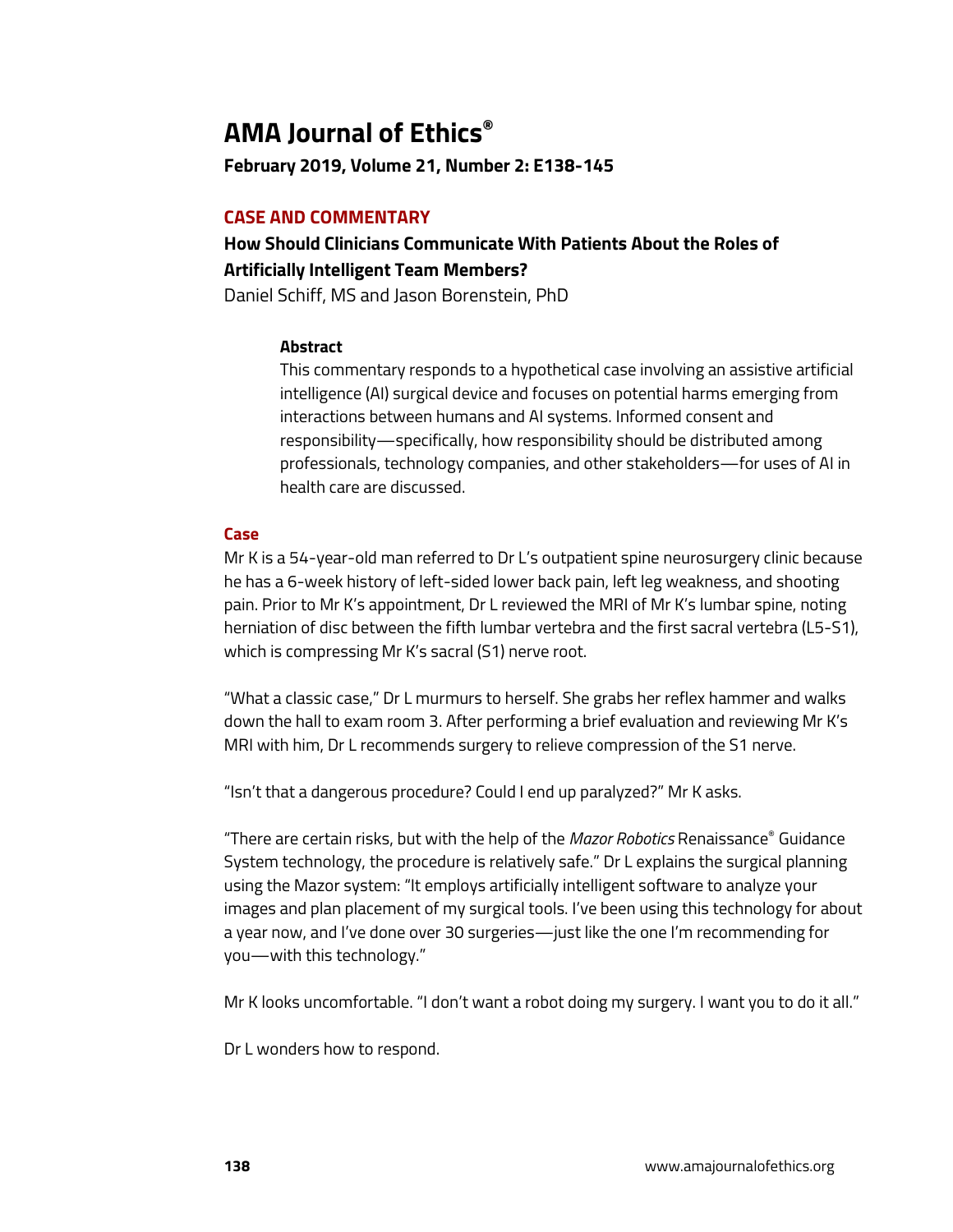# AMA Journal of Ethics®

**February 2019, Volume 21, Number 2: E138-145**

## CASE AND COMMENTARY

### How Should Clinicians Communicate With Patients About the Roles of Artificially Intelligent Team Members?

Daniel Schiff, MS and Jason Borenstein, PhD

**Abstract**

This commentary responds to a hypothetical case involving an assistive artificial intelligence (AI) surgical device and focuses on potential harms emerging from interactions between humans and AI systems. Informed consent and responsibility—specifically, how responsibility should be distributed among professionals, technology companies, and other stakeholders—for uses of AI in health care are discussed.

## Case

Mr K is a 54-year-old man referred to Dr L's outpatient spine neurosurgery clinic because he has a 6-week history of left-sided lower back pain, left leg weakness, and shooting pain. Prior to Mr K's appointment, Dr L reviewed the MRI of Mr K's lumbar spine, noting herniation of disc between the fifth lumbar vertebra and the first sacral vertebra (L5-S1), which is compressing Mr K's sacral (S1) nerve root.

"What a classic case," Dr L murmurs to herself. She grabs her reflex hammer and walks down the hall to exam room 3. After performing a brief evaluation and reviewing Mr K's MRI with him, Dr L recommends surgery to relieve compression of the S1 nerve.

"Isn't that a dangerous procedure? Could I end up paralyzed?" Mr K asks.

"There are certain risks, but with the help of the *Mazor Robotics* Renaissance® Guidance System technology, the procedure is relatively safe." Dr L explains the surgical planning using the Mazor system: "It employs artificially intelligent software to analyze your images and plan placement of my surgical tools. I've been using this technology for about a year now, and I've done over 30 surgeries—just like the one I'm recommending for you—with this technology."

Mr K looks uncomfortable. "I don't want a robot doing my surgery. I want you to do it all."

Dr L wonders how to respond.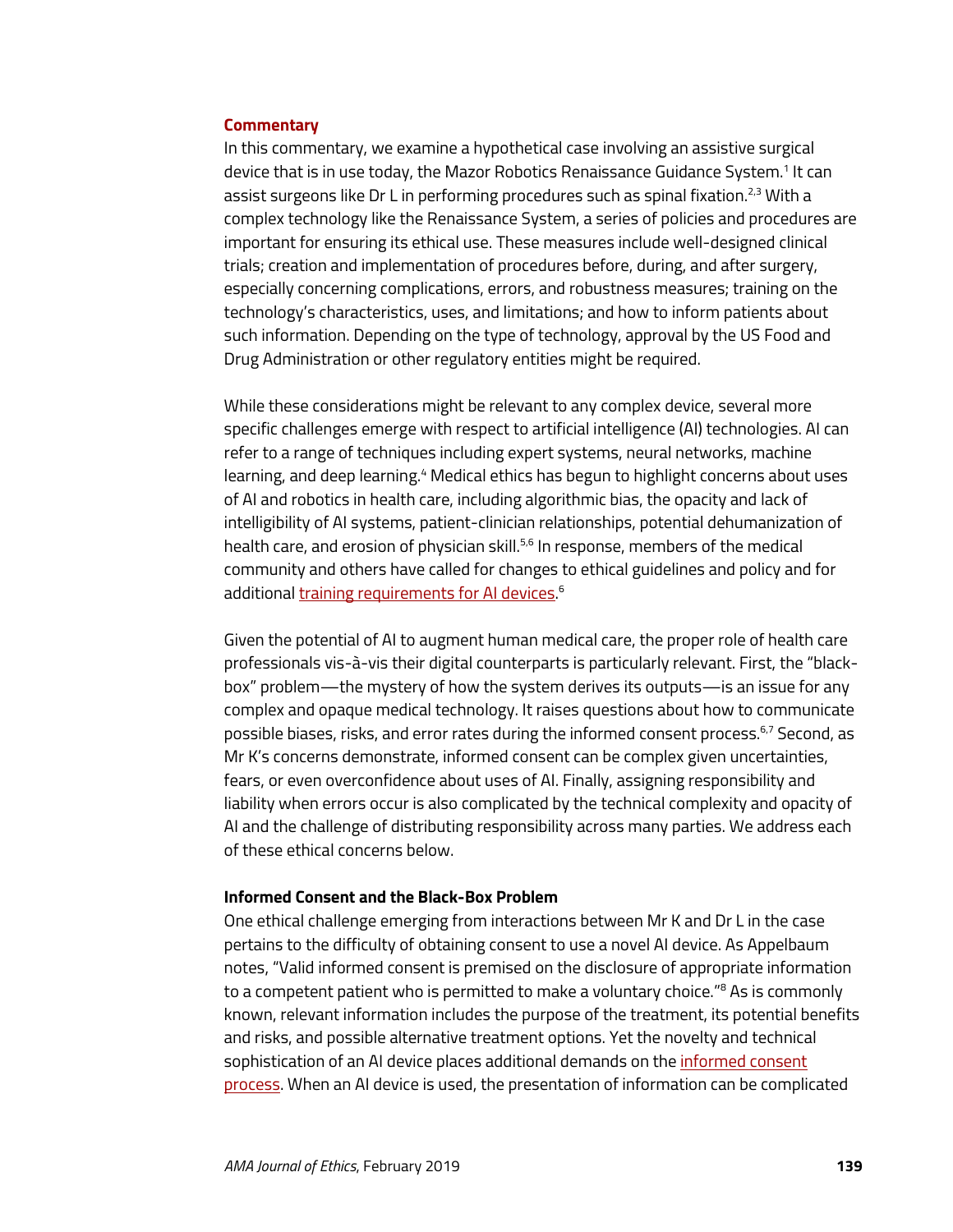## Commentary

In this commentary, we examine a hypothetical case involving an assistive surgical device that is in use today, the Mazor Robotics Renaissance Guidance System.[1] It can assist surgeons like Dr L in performing procedures such as spinal fixation.[2,3] With a complex technology like the Renaissance System, a series of policies and procedures are important for ensuring its ethical use. These measures include well-designed clinical trials; creation and implementation of procedures before, during, and after surgery, especially concerning complications, errors, and robustness measures; training on the technology's characteristics, uses, and limitations; and how to inform patients about such information. Depending on the type of technology, approval by the US Food and Drug Administration or other regulatory entities might be required.

While these considerations might be relevant to any complex device, several more specific challenges emerge with respect to artificial intelligence (AI) technologies. AI can refer to a range of techniques including expert systems, neural networks, machine learning, and deep learning.[4] Medical ethics has begun to highlight concerns about uses of AI and robotics in health care, including algorithmic bias, the opacity and lack of intelligibility of AI systems, patient-clinician relationships, potential dehumanization of health care, and erosion of physician skill.[5,6] In response, members of the medical community and others have called for changes to ethical guidelines and policy and for additional training requirements for AI devices.[6]

Given the potential of AI to augment human medical care, the proper role of health care professionals vis-à-vis their digital counterparts is particularly relevant. First, the "black-box" problem—the mystery of how the system derives its outputs—is an issue for any complex and opaque medical technology. It raises questions about how to communicate possible biases, risks, and error rates during the informed consent process.[6,7] Second, as Mr K's concerns demonstrate, informed consent can be complex given uncertainties, fears, or even overconfidence about uses of AI. Finally, assigning responsibility and liability when errors occur is also complicated by the technical complexity and opacity of AI and the challenge of distributing responsibility across many parties. We address each of these ethical concerns below.

### Informed Consent and the Black-Box Problem

One ethical challenge emerging from interactions between Mr K and Dr L in the case pertains to the difficulty of obtaining consent to use a novel AI device. As Appelbaum notes, "Valid informed consent is premised on the disclosure of appropriate information to a competent patient who is permitted to make a voluntary choice."[8] As is commonly known, relevant information includes the purpose of the treatment, its potential benefits and risks, and possible alternative treatment options. Yet the novelty and technical sophistication of an AI device places additional demands on the informed consent process. When an AI device is used, the presentation of information can be complicated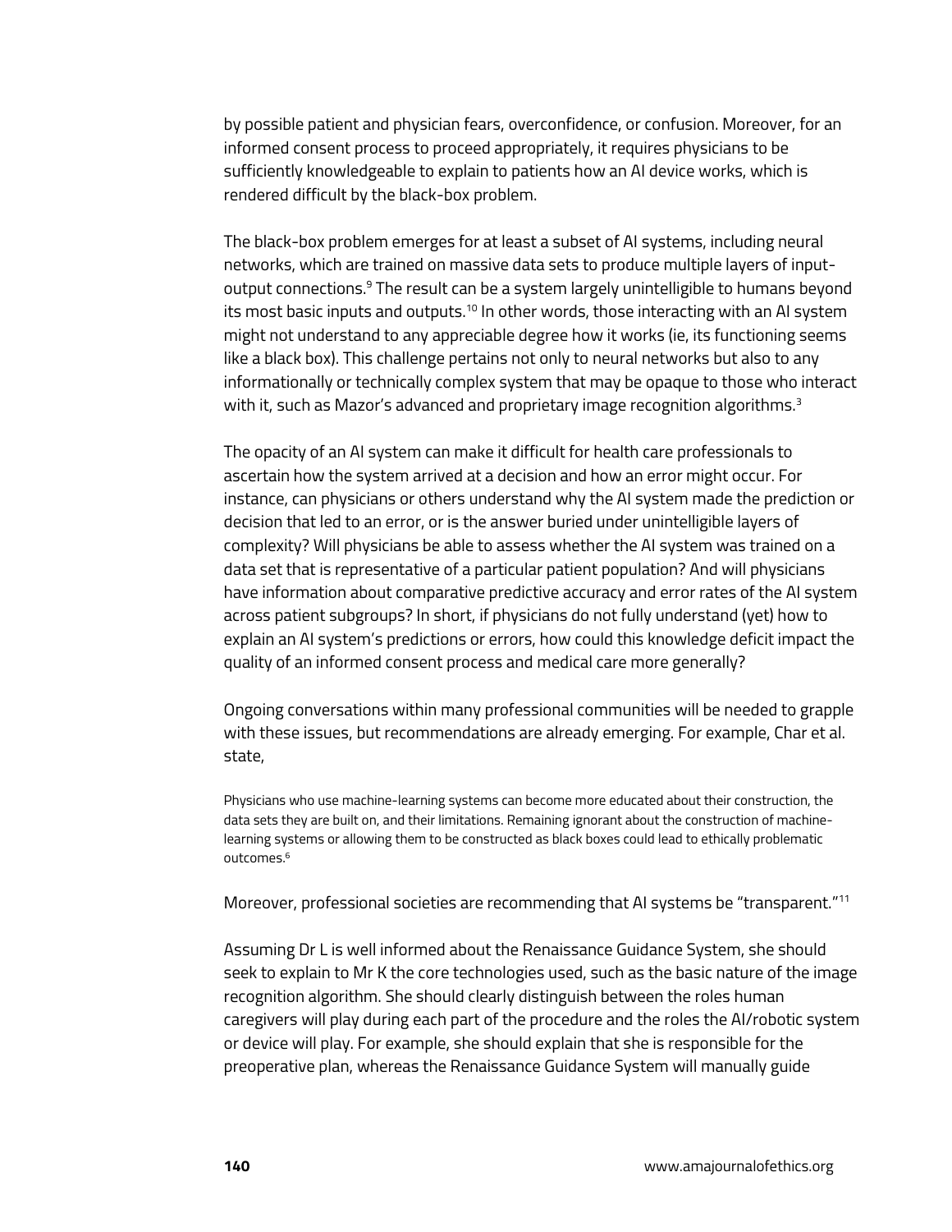by possible patient and physician fears, overconfidence, or confusion. Moreover, for an informed consent process to proceed appropriately, it requires physicians to be sufficiently knowledgeable to explain to patients how an AI device works, which is rendered difficult by the black-box problem.

The black-box problem emerges for at least a subset of AI systems, including neural networks, which are trained on massive data sets to produce multiple layers of input-output connections.[9] The result can be a system largely unintelligible to humans beyond its most basic inputs and outputs.[10] In other words, those interacting with an AI system might not understand to any appreciable degree how it works (ie, its functioning seems like a black box). This challenge pertains not only to neural networks but also to any informationally or technically complex system that may be opaque to those who interact with it, such as Mazor's advanced and proprietary image recognition algorithms.[3]

The opacity of an AI system can make it difficult for health care professionals to ascertain how the system arrived at a decision and how an error might occur. For instance, can physicians or others understand why the AI system made the prediction or decision that led to an error, or is the answer buried under unintelligible layers of complexity? Will physicians be able to assess whether the AI system was trained on a data set that is representative of a particular patient population? And will physicians have information about comparative predictive accuracy and error rates of the AI system across patient subgroups? In short, if physicians do not fully understand (yet) how to explain an AI system's predictions or errors, how could this knowledge deficit impact the quality of an informed consent process and medical care more generally?

Ongoing conversations within many professional communities will be needed to grapple with these issues, but recommendations are already emerging. For example, Char et al. state,

> Physicians who use machine-learning systems can become more educated about their construction, the data sets they are built on, and their limitations. Remaining ignorant about the construction of machine-learning systems or allowing them to be constructed as black boxes could lead to ethically problematic outcomes.[6]

Moreover, professional societies are recommending that AI systems be "transparent."[11]

Assuming Dr L is well informed about the Renaissance Guidance System, she should seek to explain to Mr K the core technologies used, such as the basic nature of the image recognition algorithm. She should clearly distinguish between the roles human caregivers will play during each part of the procedure and the roles the AI/robotic system or device will play. For example, she should explain that she is responsible for the preoperative plan, whereas the Renaissance Guidance System will manually guide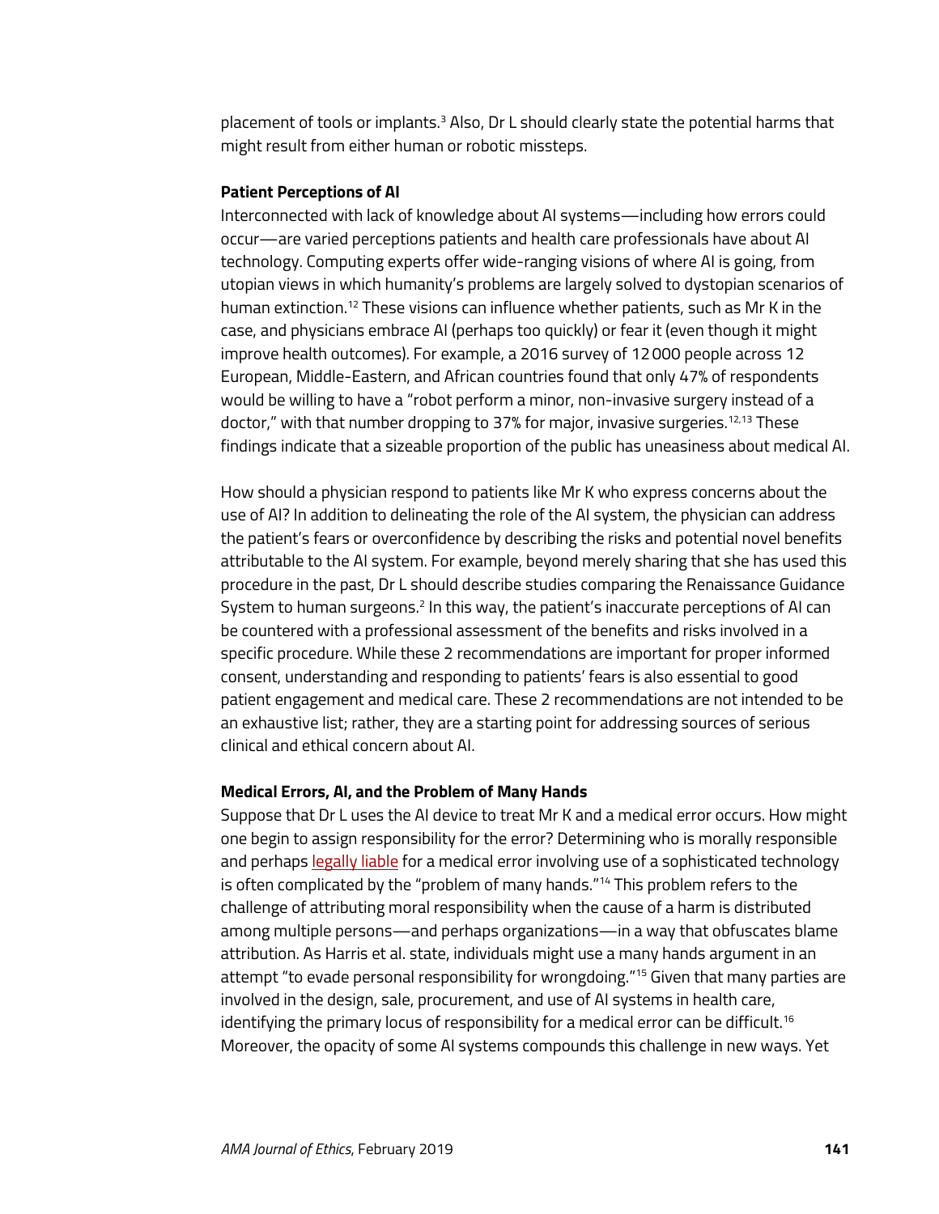placement of tools or implants.[3] Also, Dr L should clearly state the potential harms that might result from either human or robotic missteps.

**Patient Perceptions of AI**

Interconnected with lack of knowledge about AI systems—including how errors could occur—are varied perceptions patients and health care professionals have about AI technology. Computing experts offer wide-ranging visions of where AI is going, from utopian views in which humanity's problems are largely solved to dystopian scenarios of human extinction.[12] These visions can influence whether patients, such as Mr K in the case, and physicians embrace AI (perhaps too quickly) or fear it (even though it might improve health outcomes). For example, a 2016 survey of 12 000 people across 12 European, Middle-Eastern, and African countries found that only 47% of respondents would be willing to have a "robot perform a minor, non-invasive surgery instead of a doctor," with that number dropping to 37% for major, invasive surgeries.[12,13] These findings indicate that a sizeable proportion of the public has uneasiness about medical AI.

How should a physician respond to patients like Mr K who express concerns about the use of AI? In addition to delineating the role of the AI system, the physician can address the patient's fears or overconfidence by describing the risks and potential novel benefits attributable to the AI system. For example, beyond merely sharing that she has used this procedure in the past, Dr L should describe studies comparing the Renaissance Guidance System to human surgeons.[2] In this way, the patient's inaccurate perceptions of AI can be countered with a professional assessment of the benefits and risks involved in a specific procedure. While these 2 recommendations are important for proper informed consent, understanding and responding to patients' fears is also essential to good patient engagement and medical care. These 2 recommendations are not intended to be an exhaustive list; rather, they are a starting point for addressing sources of serious clinical and ethical concern about AI.

**Medical Errors, AI, and the Problem of Many Hands**

Suppose that Dr L uses the AI device to treat Mr K and a medical error occurs. How might one begin to assign responsibility for the error? Determining who is morally responsible and perhaps legally liable for a medical error involving use of a sophisticated technology is often complicated by the "problem of many hands."[14] This problem refers to the challenge of attributing moral responsibility when the cause of a harm is distributed among multiple persons—and perhaps organizations—in a way that obfuscates blame attribution. As Harris et al. state, individuals might use a many hands argument in an attempt "to evade personal responsibility for wrongdoing."[15] Given that many parties are involved in the design, sale, procurement, and use of AI systems in health care, identifying the primary locus of responsibility for a medical error can be difficult.[16] Moreover, the opacity of some AI systems compounds this challenge in new ways. Yet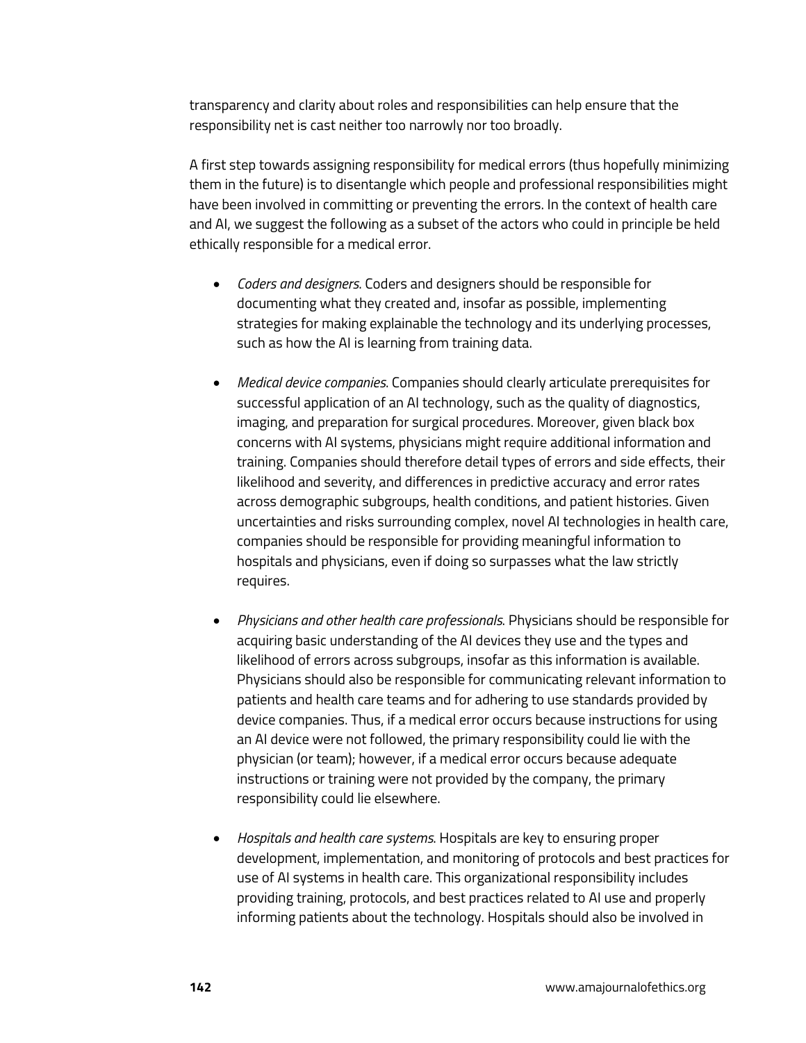transparency and clarity about roles and responsibilities can help ensure that the responsibility net is cast neither too narrowly nor too broadly.

A first step towards assigning responsibility for medical errors (thus hopefully minimizing them in the future) is to disentangle which people and professional responsibilities might have been involved in committing or preventing the errors. In the context of health care and AI, we suggest the following as a subset of the actors who could in principle be held ethically responsible for a medical error.

- *Coders and designers.* Coders and designers should be responsible for documenting what they created and, insofar as possible, implementing strategies for making explainable the technology and its underlying processes, such as how the AI is learning from training data.

- *Medical device companies.* Companies should clearly articulate prerequisites for successful application of an AI technology, such as the quality of diagnostics, imaging, and preparation for surgical procedures. Moreover, given black box concerns with AI systems, physicians might require additional information and training. Companies should therefore detail types of errors and side effects, their likelihood and severity, and differences in predictive accuracy and error rates across demographic subgroups, health conditions, and patient histories. Given uncertainties and risks surrounding complex, novel AI technologies in health care, companies should be responsible for providing meaningful information to hospitals and physicians, even if doing so surpasses what the law strictly requires.

- *Physicians and other health care professionals.* Physicians should be responsible for acquiring basic understanding of the AI devices they use and the types and likelihood of errors across subgroups, insofar as this information is available. Physicians should also be responsible for communicating relevant information to patients and health care teams and for adhering to use standards provided by device companies. Thus, if a medical error occurs because instructions for using an AI device were not followed, the primary responsibility could lie with the physician (or team); however, if a medical error occurs because adequate instructions or training were not provided by the company, the primary responsibility could lie elsewhere.

- *Hospitals and health care systems.* Hospitals are key to ensuring proper development, implementation, and monitoring of protocols and best practices for use of AI systems in health care. This organizational responsibility includes providing training, protocols, and best practices related to AI use and properly informing patients about the technology. Hospitals should also be involved in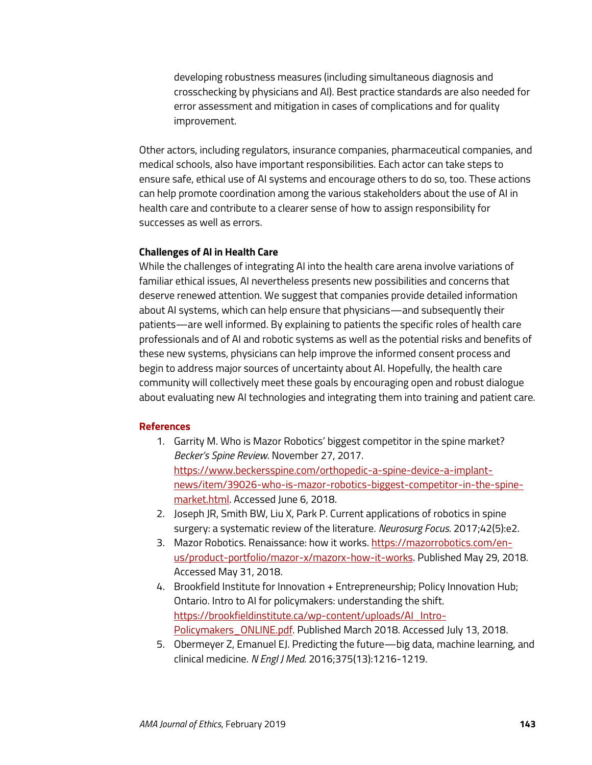developing robustness measures (including simultaneous diagnosis and crosschecking by physicians and AI). Best practice standards are also needed for error assessment and mitigation in cases of complications and for quality improvement.

Other actors, including regulators, insurance companies, pharmaceutical companies, and medical schools, also have important responsibilities. Each actor can take steps to ensure safe, ethical use of AI systems and encourage others to do so, too. These actions can help promote coordination among the various stakeholders about the use of AI in health care and contribute to a clearer sense of how to assign responsibility for successes as well as errors.

### Challenges of AI in Health Care

While the challenges of integrating AI into the health care arena involve variations of familiar ethical issues, AI nevertheless presents new possibilities and concerns that deserve renewed attention. We suggest that companies provide detailed information about AI systems, which can help ensure that physicians—and subsequently their patients—are well informed. By explaining to patients the specific roles of health care professionals and of AI and robotic systems as well as the potential risks and benefits of these new systems, physicians can help improve the informed consent process and begin to address major sources of uncertainty about AI. Hopefully, the health care community will collectively meet these goals by encouraging open and robust dialogue about evaluating new AI technologies and integrating them into training and patient care.

## References

1. Garrity M. Who is Mazor Robotics' biggest competitor in the spine market? *Becker's Spine Review*. November 27, 2017. https://www.beckersspine.com/orthopedic-a-spine-device-a-implant-news/item/39026-who-is-mazor-robotics-biggest-competitor-in-the-spine-market.html. Accessed June 6, 2018.
2. Joseph JR, Smith BW, Liu X, Park P. Current applications of robotics in spine surgery: a systematic review of the literature. *Neurosurg Focus*. 2017;42(5):e2.
3. Mazor Robotics. Renaissance: how it works. https://mazorrobotics.com/en-us/product-portfolio/mazor-x/mazorx-how-it-works. Published May 29, 2018. Accessed May 31, 2018.
4. Brookfield Institute for Innovation + Entrepreneurship; Policy Innovation Hub; Ontario. Intro to AI for policymakers: understanding the shift. https://brookfieldinstitute.ca/wp-content/uploads/AI_Intro-Policymakers_ONLINE.pdf. Published March 2018. Accessed July 13, 2018.
5. Obermeyer Z, Emanuel EJ. Predicting the future—big data, machine learning, and clinical medicine. *N Engl J Med*. 2016;375(13):1216-1219.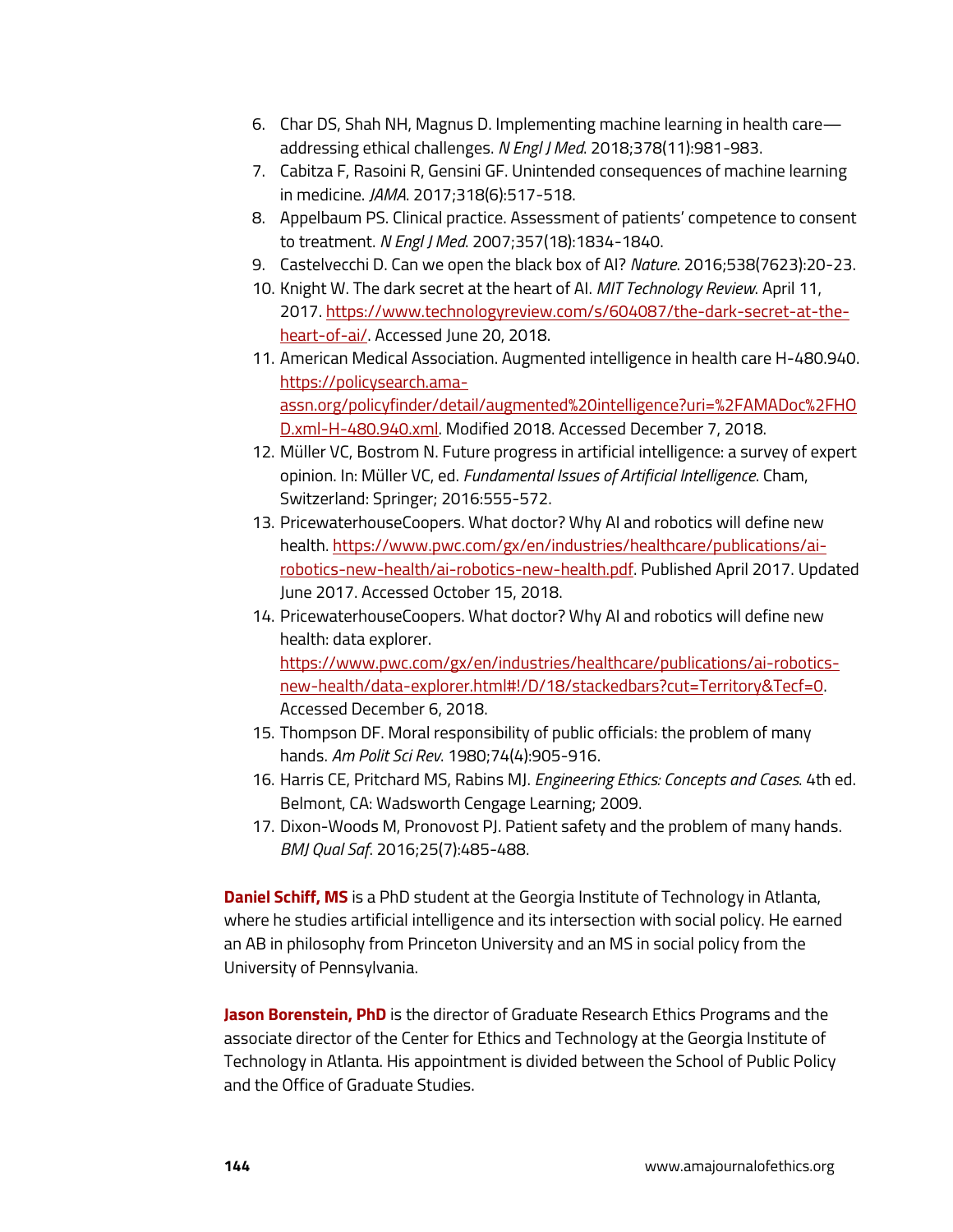6. Char DS, Shah NH, Magnus D. Implementing machine learning in health care—addressing ethical challenges. *N Engl J Med*. 2018;378(11):981-983.
7. Cabitza F, Rasoini R, Gensini GF. Unintended consequences of machine learning in medicine. *JAMA*. 2017;318(6):517-518.
8. Appelbaum PS. Clinical practice. Assessment of patients' competence to consent to treatment. *N Engl J Med*. 2007;357(18):1834-1840.
9. Castelvecchi D. Can we open the black box of AI? *Nature*. 2016;538(7623):20-23.
10. Knight W. The dark secret at the heart of AI. *MIT Technology Review*. April 11, 2017. https://www.technologyreview.com/s/604087/the-dark-secret-at-the-heart-of-ai/. Accessed June 20, 2018.
11. American Medical Association. Augmented intelligence in health care H-480.940. https://policysearch.ama-assn.org/policyfinder/detail/augmented%20intelligence?uri=%2FAMADoc%2FHOD.xml-H-480.940.xml. Modified 2018. Accessed December 7, 2018.
12. Müller VC, Bostrom N. Future progress in artificial intelligence: a survey of expert opinion. In: Müller VC, ed. *Fundamental Issues of Artificial Intelligence*. Cham, Switzerland: Springer; 2016:555-572.
13. PricewaterhouseCoopers. What doctor? Why AI and robotics will define new health. https://www.pwc.com/gx/en/industries/healthcare/publications/ai-robotics-new-health/ai-robotics-new-health.pdf. Published April 2017. Updated June 2017. Accessed October 15, 2018.
14. PricewaterhouseCoopers. What doctor? Why AI and robotics will define new health: data explorer. https://www.pwc.com/gx/en/industries/healthcare/publications/ai-robotics-new-health/data-explorer.html#!/D/18/stackedbars?cut=Territory&Tecf=0. Accessed December 6, 2018.
15. Thompson DF. Moral responsibility of public officials: the problem of many hands. *Am Polit Sci Rev*. 1980;74(4):905-916.
16. Harris CE, Pritchard MS, Rabins MJ. *Engineering Ethics: Concepts and Cases*. 4th ed. Belmont, CA: Wadsworth Cengage Learning; 2009.
17. Dixon-Woods M, Pronovost PJ. Patient safety and the problem of many hands. *BMJ Qual Saf*. 2016;25(7):485-488.

**Daniel Schiff, MS** is a PhD student at the Georgia Institute of Technology in Atlanta, where he studies artificial intelligence and its intersection with social policy. He earned an AB in philosophy from Princeton University and an MS in social policy from the University of Pennsylvania.

**Jason Borenstein, PhD** is the director of Graduate Research Ethics Programs and the associate director of the Center for Ethics and Technology at the Georgia Institute of Technology in Atlanta. His appointment is divided between the School of Public Policy and the Office of Graduate Studies.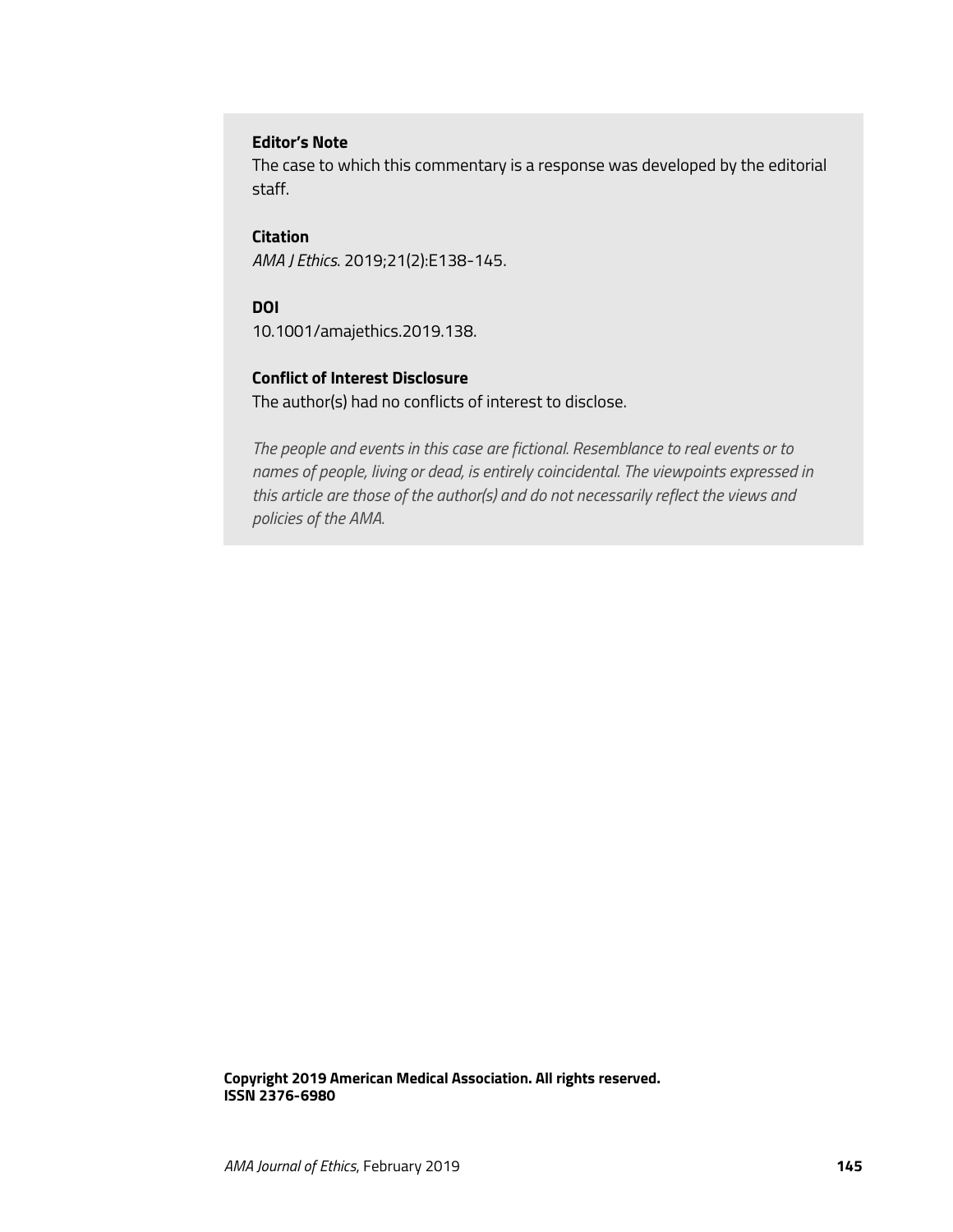**Editor's Note**
The case to which this commentary is a response was developed by the editorial staff.

**Citation**
*AMA J Ethics*. 2019;21(2):E138-145.

**DOI**
10.1001/amajethics.2019.138.

**Conflict of Interest Disclosure**
The author(s) had no conflicts of interest to disclose.

*The people and events in this case are fictional. Resemblance to real events or to names of people, living or dead, is entirely coincidental. The viewpoints expressed in this article are those of the author(s) and do not necessarily reflect the views and policies of the AMA.*

**Copyright 2019 American Medical Association. All rights reserved.**
**ISSN 2376-6980**